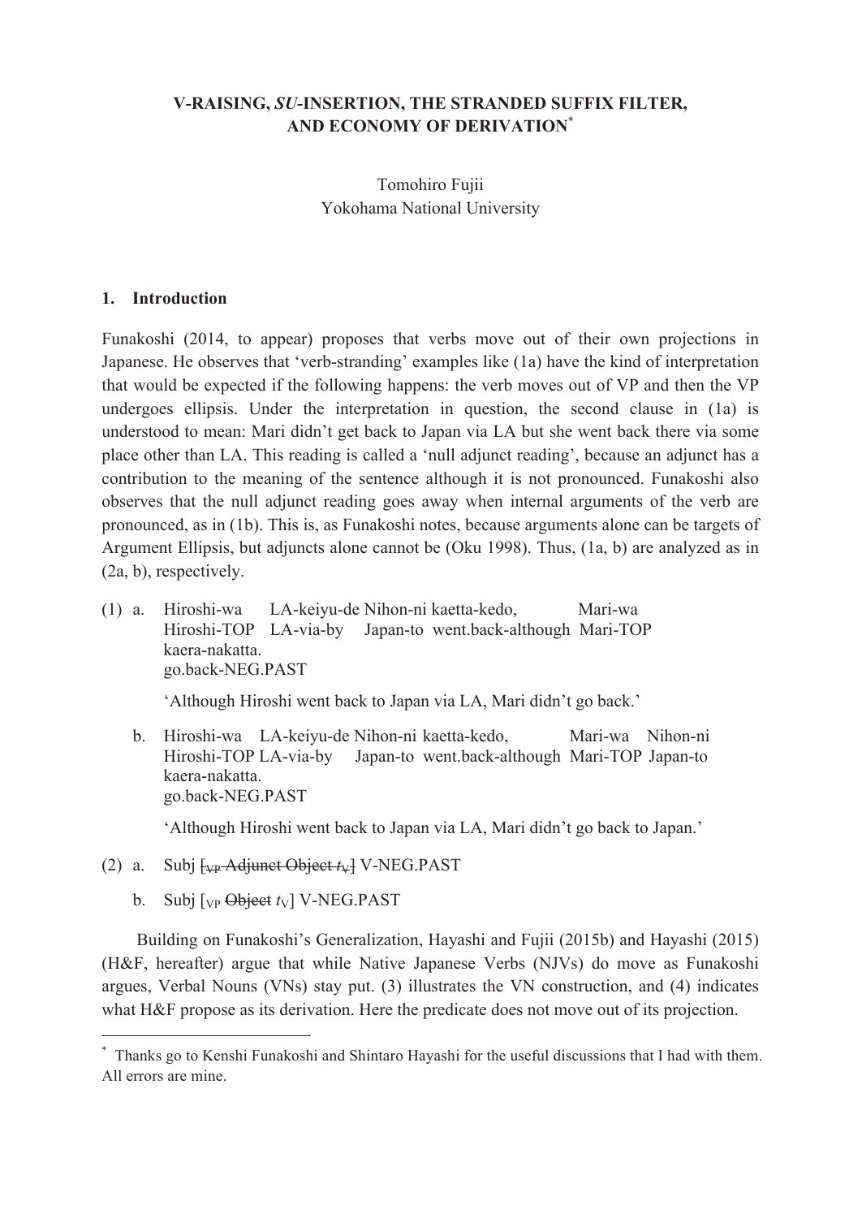# V-RAISING, *SU*-INSERTION, THE STRANDED SUFFIX FILTER, AND ECONOMY OF DERIVATION[*]

Tomohiro Fujii
Yokohama National University

## 1. Introduction

Funakoshi (2014, to appear) proposes that verbs move out of their own projections in Japanese. He observes that 'verb-stranding' examples like (1a) have the kind of interpretation that would be expected if the following happens: the verb moves out of VP and then the VP undergoes ellipsis. Under the interpretation in question, the second clause in (1a) is understood to mean: Mari didn't get back to Japan via LA but she went back there via some place other than LA. This reading is called a 'null adjunct reading', because an adjunct has a contribution to the meaning of the sentence although it is not pronounced. Funakoshi also observes that the null adjunct reading goes away when internal arguments of the verb are pronounced, as in (1b). This is, as Funakoshi notes, because arguments alone can be targets of Argument Ellipsis, but adjuncts alone cannot be (Oku 1998). Thus, (1a, b) are analyzed as in (2a, b), respectively.

(1) a. Hiroshi-wa LA-keiyu-de Nihon-ni kaetta-kedo, Mari-wa
 Hiroshi-TOP LA-via-by Japan-to went.back-although Mari-TOP
 kaera-nakatta.
 go.back-NEG.PAST

 'Although Hiroshi went back to Japan via LA, Mari didn't go back.'

 b. Hiroshi-wa LA-keiyu-de Nihon-ni kaetta-kedo, Mari-wa Nihon-ni
 Hiroshi-TOP LA-via-by Japan-to went.back-although Mari-TOP Japan-to
 kaera-nakatta.
 go.back-NEG.PAST

 'Although Hiroshi went back to Japan via LA, Mari didn't go back to Japan.'

(2) a. Subj ~~[$_{VP}$ Adjunct Object $t_V$]~~ V-NEG.PAST

 b. Subj [$_{VP}$ ~~Object~~ $t_V$] V-NEG.PAST

Building on Funakoshi's Generalization, Hayashi and Fujii (2015b) and Hayashi (2015) (H&F, hereafter) argue that while Native Japanese Verbs (NJVs) do move as Funakoshi argues, Verbal Nouns (VNs) stay put. (3) illustrates the VN construction, and (4) indicates what H&F propose as its derivation. Here the predicate does not move out of its projection.

---

[*] Thanks go to Kenshi Funakoshi and Shintaro Hayashi for the useful discussions that I had with them. All errors are mine.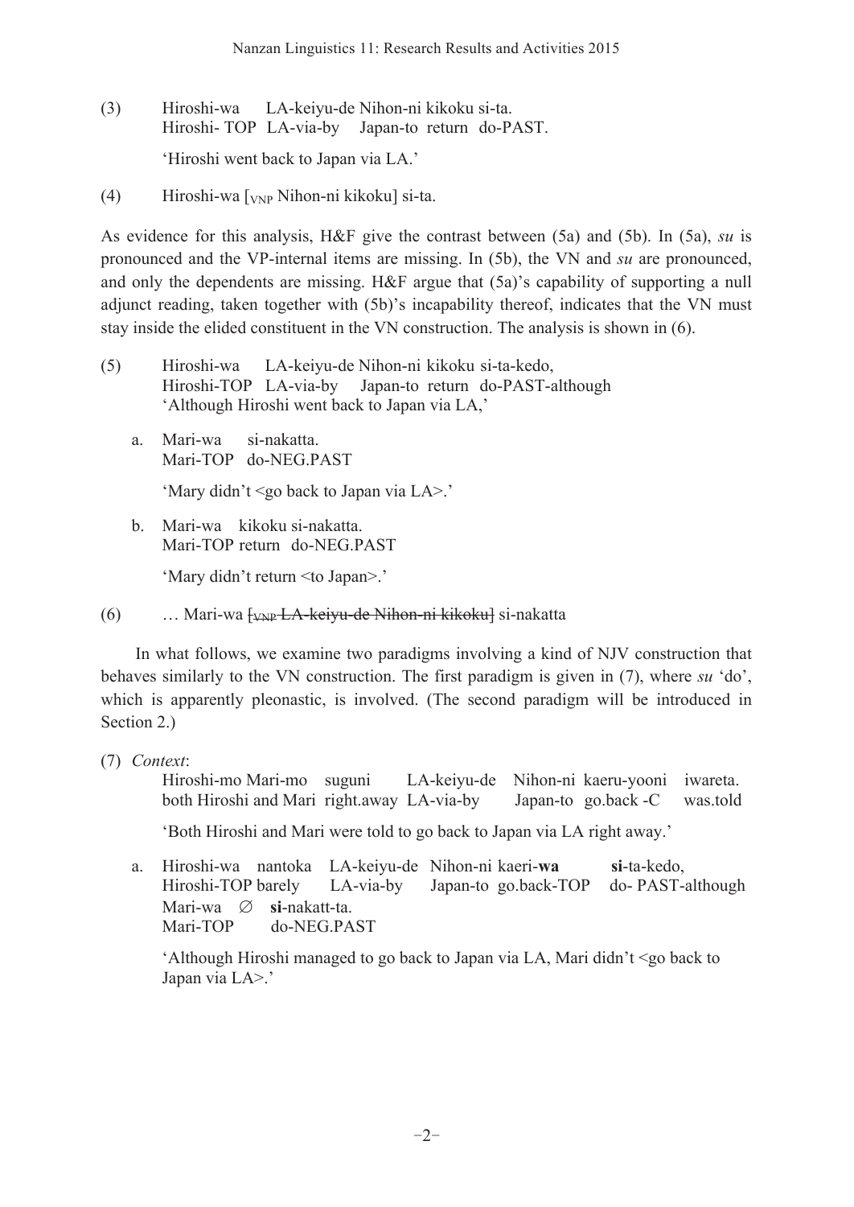(3) Hiroshi-wa LA-keiyu-de Nihon-ni kikoku si-ta.
Hiroshi- TOP LA-via-by Japan-to return do-PAST.

'Hiroshi went back to Japan via LA.'

(4) Hiroshi-wa [$_{VNP}$ Nihon-ni kikoku] si-ta.

As evidence for this analysis, H&F give the contrast between (5a) and (5b). In (5a), *su* is pronounced and the VP-internal items are missing. In (5b), the VN and *su* are pronounced, and only the dependents are missing. H&F argue that (5a)'s capability of supporting a null adjunct reading, taken together with (5b)'s incapability thereof, indicates that the VN must stay inside the elided constituent in the VN construction. The analysis is shown in (6).

(5) Hiroshi-wa LA-keiyu-de Nihon-ni kikoku si-ta-kedo,
Hiroshi-TOP LA-via-by Japan-to return do-PAST-although
'Although Hiroshi went back to Japan via LA,'

a. Mari-wa si-nakatta.
Mari-TOP do-NEG.PAST

'Mary didn't <go back to Japan via LA>.'

b. Mari-wa kikoku si-nakatta.
Mari-TOP return do-NEG.PAST

'Mary didn't return <to Japan>.'

(6) … Mari-wa ~~[$_{VNP}$ LA-keiyu-de Nihon-ni kikoku]~~ si-nakatta

In what follows, we examine two paradigms involving a kind of NJV construction that behaves similarly to the VN construction. The first paradigm is given in (7), where *su* 'do', which is apparently pleonastic, is involved. (The second paradigm will be introduced in Section 2.)

(7) *Context*:
Hiroshi-mo Mari-mo suguni LA-keiyu-de Nihon-ni kaeru-yooni iwareta.
both Hiroshi and Mari right.away LA-via-by Japan-to go.back -C was.told

'Both Hiroshi and Mari were told to go back to Japan via LA right away.'

a. Hiroshi-wa nantoka LA-keiyu-de Nihon-ni kaeri-**wa** **si**-ta-kedo,
Hiroshi-TOP barely LA-via-by Japan-to go.back-TOP do- PAST-although
Mari-wa ∅ **si**-nakatt-ta.
Mari-TOP do-NEG.PAST

'Although Hiroshi managed to go back to Japan via LA, Mari didn't <go back to Japan via LA>.'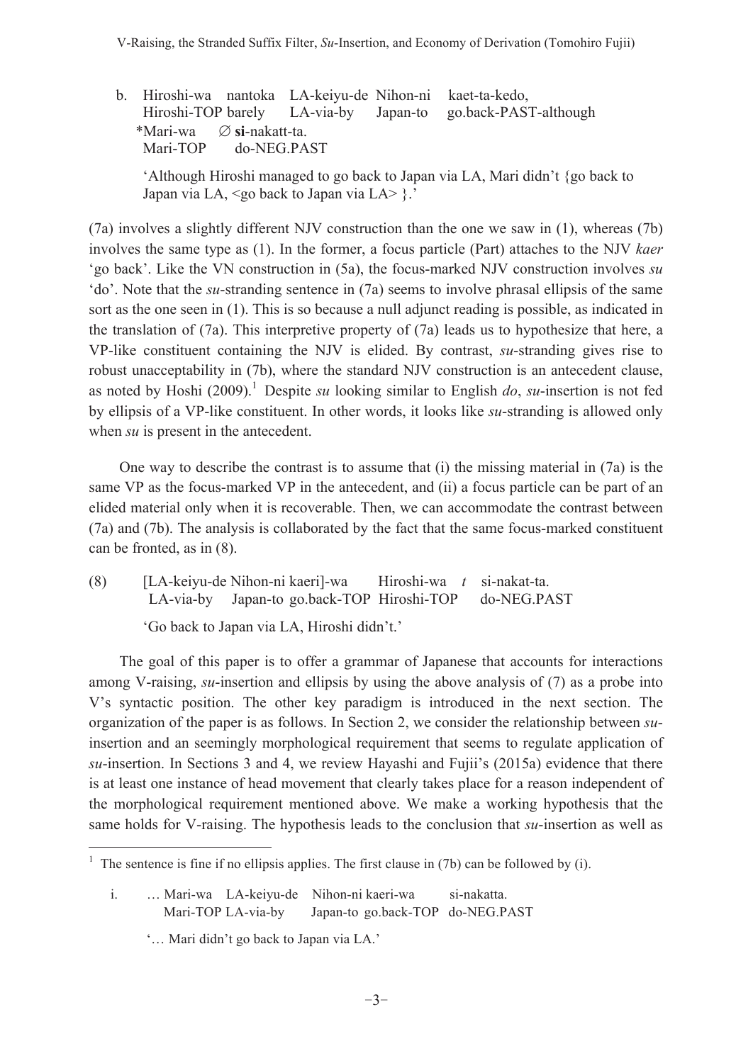b. Hiroshi-wa nantoka LA-keiyu-de Nihon-ni kaet-ta-kedo,
   Hiroshi-TOP barely LA-via-by Japan-to go.back-PAST-although
   *Mari-wa ∅ **si**-nakatt-ta.
   Mari-TOP do-NEG.PAST

   'Although Hiroshi managed to go back to Japan via LA, Mari didn't {go back to Japan via LA, <go back to Japan via LA> }.'

(7a) involves a slightly different NJV construction than the one we saw in (1), whereas (7b) involves the same type as (1). In the former, a focus particle (Part) attaches to the NJV *kaer* 'go back'. Like the VN construction in (5a), the focus-marked NJV construction involves *su* 'do'. Note that the *su*-stranding sentence in (7a) seems to involve phrasal ellipsis of the same sort as the one seen in (1). This is so because a null adjunct reading is possible, as indicated in the translation of (7a). This interpretive property of (7a) leads us to hypothesize that here, a VP-like constituent containing the NJV is elided. By contrast, *su*-stranding gives rise to robust unacceptability in (7b), where the standard NJV construction is an antecedent clause, as noted by Hoshi (2009).[1] Despite *su* looking similar to English *do*, *su*-insertion is not fed by ellipsis of a VP-like constituent. In other words, it looks like *su*-stranding is allowed only when *su* is present in the antecedent.

One way to describe the contrast is to assume that (i) the missing material in (7a) is the same VP as the focus-marked VP in the antecedent, and (ii) a focus particle can be part of an elided material only when it is recoverable. Then, we can accommodate the contrast between (7a) and (7b). The analysis is collaborated by the fact that the same focus-marked constituent can be fronted, as in (8).

(8) [LA-keiyu-de Nihon-ni kaeri]-wa Hiroshi-wa *t* si-nakat-ta.
    LA-via-by Japan-to go.back-TOP Hiroshi-TOP do-NEG.PAST

    'Go back to Japan via LA, Hiroshi didn't.'

The goal of this paper is to offer a grammar of Japanese that accounts for interactions among V-raising, *su*-insertion and ellipsis by using the above analysis of (7) as a probe into V's syntactic position. The other key paradigm is introduced in the next section. The organization of the paper is as follows. In Section 2, we consider the relationship between *su*-insertion and an seemingly morphological requirement that seems to regulate application of *su*-insertion. In Sections 3 and 4, we review Hayashi and Fujii's (2015a) evidence that there is at least one instance of head movement that clearly takes place for a reason independent of the morphological requirement mentioned above. We make a working hypothesis that the same holds for V-raising. The hypothesis leads to the conclusion that *su*-insertion as well as

---

[1] The sentence is fine if no ellipsis applies. The first clause in (7b) can be followed by (i).

i. … Mari-wa LA-keiyu-de Nihon-ni kaeri-wa si-nakatta.
   Mari-TOP LA-via-by Japan-to go.back-TOP do-NEG.PAST

   '… Mari didn't go back to Japan via LA.'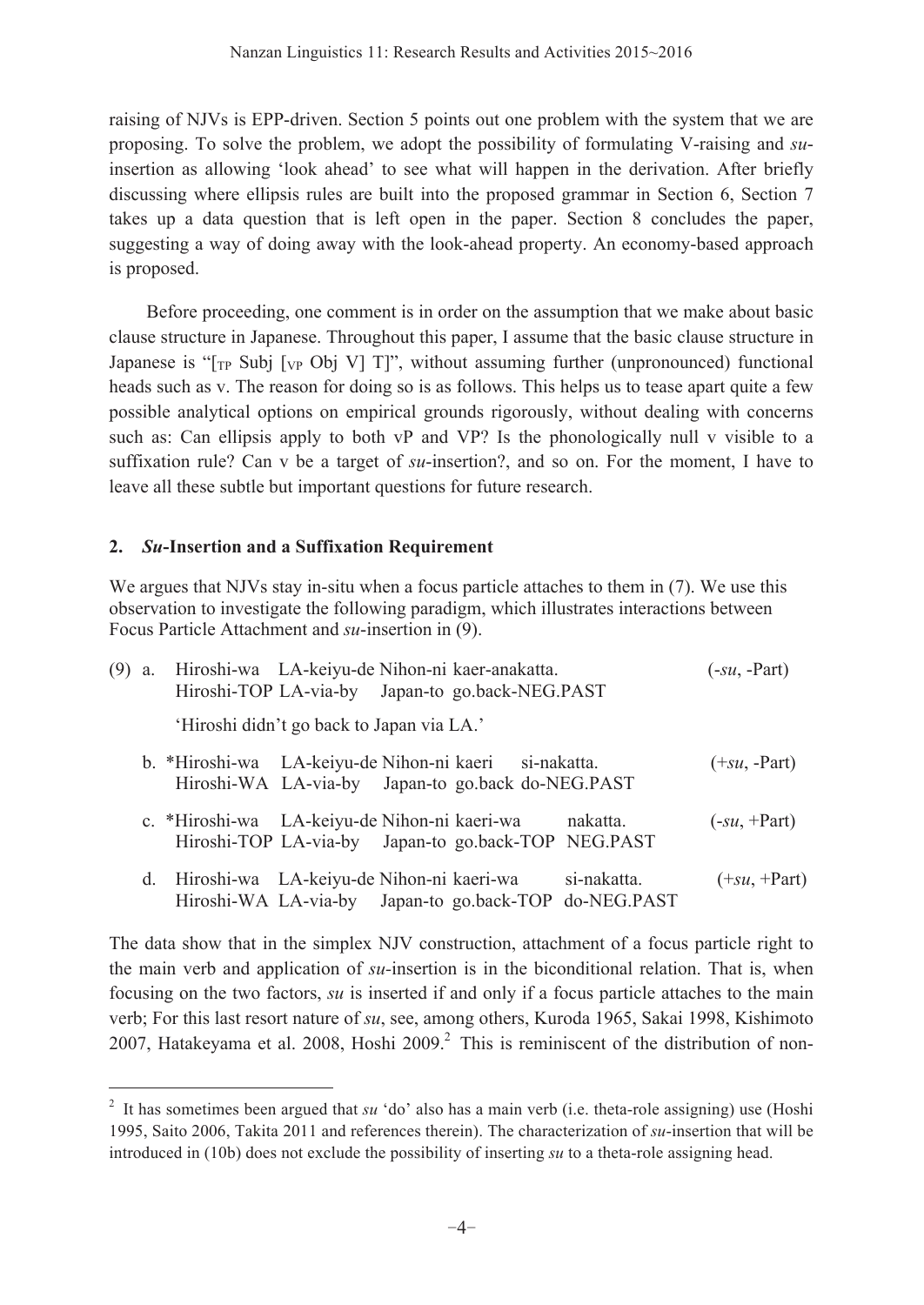raising of NJVs is EPP-driven. Section 5 points out one problem with the system that we are proposing. To solve the problem, we adopt the possibility of formulating V-raising and *su*-insertion as allowing 'look ahead' to see what will happen in the derivation. After briefly discussing where ellipsis rules are built into the proposed grammar in Section 6, Section 7 takes up a data question that is left open in the paper. Section 8 concludes the paper, suggesting a way of doing away with the look-ahead property. An economy-based approach is proposed.

Before proceeding, one comment is in order on the assumption that we make about basic clause structure in Japanese. Throughout this paper, I assume that the basic clause structure in Japanese is "[$_{TP}$ Subj [$_{VP}$ Obj V] T]", without assuming further (unpronounced) functional heads such as v. The reason for doing so is as follows. This helps us to tease apart quite a few possible analytical options on empirical grounds rigorously, without dealing with concerns such as: Can ellipsis apply to both vP and VP? Is the phonologically null v visible to a suffixation rule? Can v be a target of *su*-insertion?, and so on. For the moment, I have to leave all these subtle but important questions for future research.

## 2. *Su*-Insertion and a Suffixation Requirement

We argues that NJVs stay in-situ when a focus particle attaches to them in (7). We use this observation to investigate the following paradigm, which illustrates interactions between Focus Particle Attachment and *su*-insertion in (9).

(9) a. Hiroshi-wa LA-keiyu-de Nihon-ni kaer-anakatta. (-*su*, -Part)
   Hiroshi-TOP LA-via-by Japan-to go.back-NEG.PAST
   'Hiroshi didn't go back to Japan via LA.'

b. *Hiroshi-wa LA-keiyu-de Nihon-ni kaeri si-nakatta. (+*su*, -Part)
   Hiroshi-WA LA-via-by Japan-to go.back do-NEG.PAST

c. *Hiroshi-wa LA-keiyu-de Nihon-ni kaeri-wa nakatta. (-*su*, +Part)
   Hiroshi-TOP LA-via-by Japan-to go.back-TOP NEG.PAST

d. Hiroshi-wa LA-keiyu-de Nihon-ni kaeri-wa si-nakatta. (+*su*, +Part)
   Hiroshi-WA LA-via-by Japan-to go.back-TOP do-NEG.PAST

The data show that in the simplex NJV construction, attachment of a focus particle right to the main verb and application of *su*-insertion is in the biconditional relation. That is, when focusing on the two factors, *su* is inserted if and only if a focus particle attaches to the main verb; For this last resort nature of *su*, see, among others, Kuroda 1965, Sakai 1998, Kishimoto 2007, Hatakeyama et al. 2008, Hoshi 2009.[2] This is reminiscent of the distribution of non-

[2] It has sometimes been argued that *su* 'do' also has a main verb (i.e. theta-role assigning) use (Hoshi 1995, Saito 2006, Takita 2011 and references therein). The characterization of *su*-insertion that will be introduced in (10b) does not exclude the possibility of inserting *su* to a theta-role assigning head.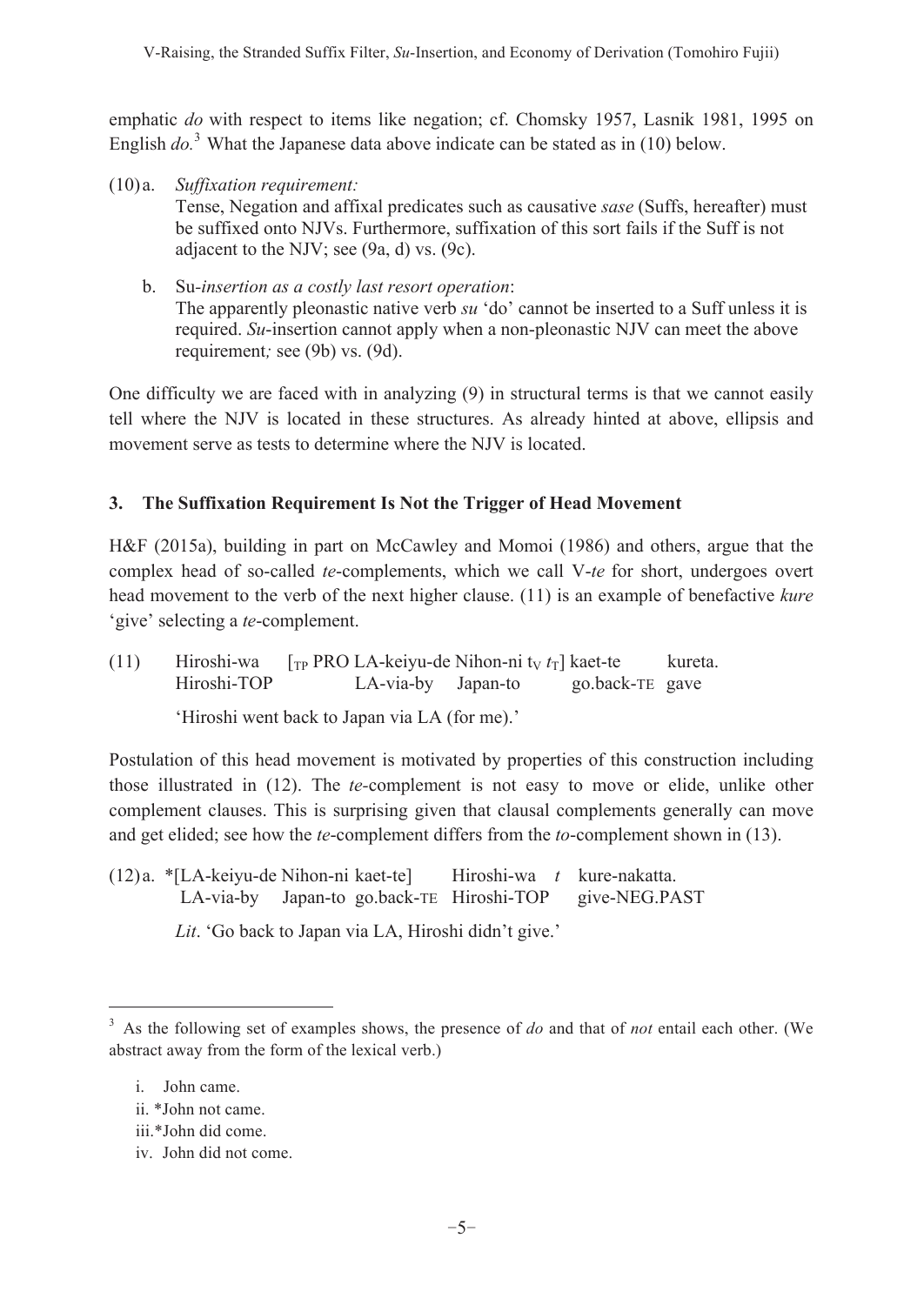emphatic *do* with respect to items like negation; cf. Chomsky 1957, Lasnik 1981, 1995 on English *do.*[3] What the Japanese data above indicate can be stated as in (10) below.

(10) a. *Suffixation requirement:*
Tense, Negation and affixal predicates such as causative *sase* (Suffs, hereafter) must be suffixed onto NJVs. Furthermore, suffixation of this sort fails if the Suff is not adjacent to the NJV; see (9a, d) vs. (9c).

b. Su-*insertion as a costly last resort operation*:
The apparently pleonastic native verb *su* 'do' cannot be inserted to a Suff unless it is required. *Su*-insertion cannot apply when a non-pleonastic NJV can meet the above requirement*;* see (9b) vs. (9d).

One difficulty we are faced with in analyzing (9) in structural terms is that we cannot easily tell where the NJV is located in these structures. As already hinted at above, ellipsis and movement serve as tests to determine where the NJV is located.

## 3. The Suffixation Requirement Is Not the Trigger of Head Movement

H&F (2015a), building in part on McCawley and Momoi (1986) and others, argue that the complex head of so-called *te*-complements, which we call V-*te* for short, undergoes overt head movement to the verb of the next higher clause. (11) is an example of benefactive *kure* 'give' selecting a *te*-complement.

(11) Hiroshi-wa [$_{TP}$ PRO LA-keiyu-de Nihon-ni $t_V$ $t_T$] kaet-te kureta.
Hiroshi-TOP LA-via-by Japan-to go.back-TE gave
'Hiroshi went back to Japan via LA (for me).'

Postulation of this head movement is motivated by properties of this construction including those illustrated in (12). The *te*-complement is not easy to move or elide, unlike other complement clauses. This is surprising given that clausal complements generally can move and get elided; see how the *te*-complement differs from the *to*-complement shown in (13).

(12) a. *[LA-keiyu-de Nihon-ni kaet-te] Hiroshi-wa *t* kure-nakatta.
LA-via-by Japan-to go.back-TE Hiroshi-TOP give-NEG.PAST
*Lit*. 'Go back to Japan via LA, Hiroshi didn't give.'

---

[3] As the following set of examples shows, the presence of *do* and that of *not* entail each other. (We abstract away from the form of the lexical verb.)

i. John came.
ii. *John not came.
iii. *John did come.
iv. John did not come.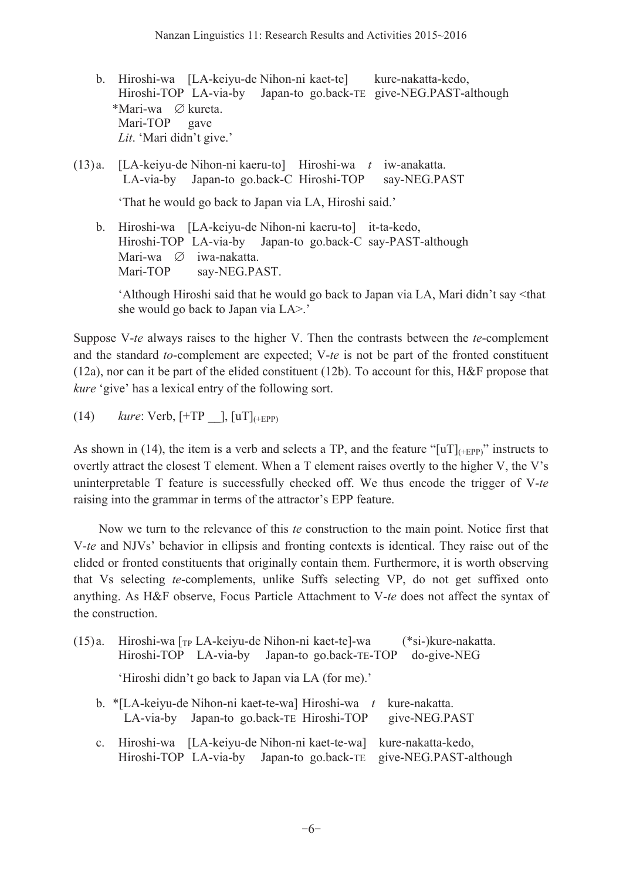b. Hiroshi-wa [LA-keiyu-de Nihon-ni kaet-te] kure-nakatta-kedo,
   Hiroshi-TOP LA-via-by Japan-to go.back-TE give-NEG.PAST-although
   *Mari-wa ∅ kureta.
   Mari-TOP gave
   *Lit*. 'Mari didn't give.'

(13) a. [LA-keiyu-de Nihon-ni kaeru-to] Hiroshi-wa *t* iw-anakatta.
   LA-via-by Japan-to go.back-C Hiroshi-TOP say-NEG.PAST

   'That he would go back to Japan via LA, Hiroshi said.'

b. Hiroshi-wa [LA-keiyu-de Nihon-ni kaeru-to] it-ta-kedo,
   Hiroshi-TOP LA-via-by Japan-to go.back-C say-PAST-although
   Mari-wa ∅ iwa-nakatta.
   Mari-TOP say-NEG.PAST.

   'Although Hiroshi said that he would go back to Japan via LA, Mari didn't say <that she would go back to Japan via LA>.'

Suppose V-*te* always raises to the higher V. Then the contrasts between the *te*-complement and the standard *to*-complement are expected; V-*te* is not be part of the fronted constituent (12a), nor can it be part of the elided constituent (12b). To account for this, H&F propose that *kure* 'give' has a lexical entry of the following sort.

(14) *kure*: Verb, [+TP __], $[uT]_{(+EPP)}$

As shown in (14), the item is a verb and selects a TP, and the feature "$[uT]_{(+EPP)}$" instructs to overtly attract the closest T element. When a T element raises overtly to the higher V, the V's uninterpretable T feature is successfully checked off. We thus encode the trigger of V-*te* raising into the grammar in terms of the attractor's EPP feature.

Now we turn to the relevance of this *te* construction to the main point. Notice first that V-*te* and NJVs' behavior in ellipsis and fronting contexts is identical. They raise out of the elided or fronted constituents that originally contain them. Furthermore, it is worth observing that Vs selecting *te*-complements, unlike Suffs selecting VP, do not get suffixed onto anything. As H&F observe, Focus Particle Attachment to V-*te* does not affect the syntax of the construction.

(15) a. Hiroshi-wa [$_{TP}$ LA-keiyu-de Nihon-ni kaet-te]-wa (*si-)kure-nakatta.
   Hiroshi-TOP LA-via-by Japan-to go.back-TE-TOP do-give-NEG

   'Hiroshi didn't go back to Japan via LA (for me).'

b. *[LA-keiyu-de Nihon-ni kaet-te-wa] Hiroshi-wa *t* kure-nakatta.
   LA-via-by Japan-to go.back-TE Hiroshi-TOP give-NEG.PAST

c. Hiroshi-wa [LA-keiyu-de Nihon-ni kaet-te-wa] kure-nakatta-kedo,
   Hiroshi-TOP LA-via-by Japan-to go.back-TE give-NEG.PAST-although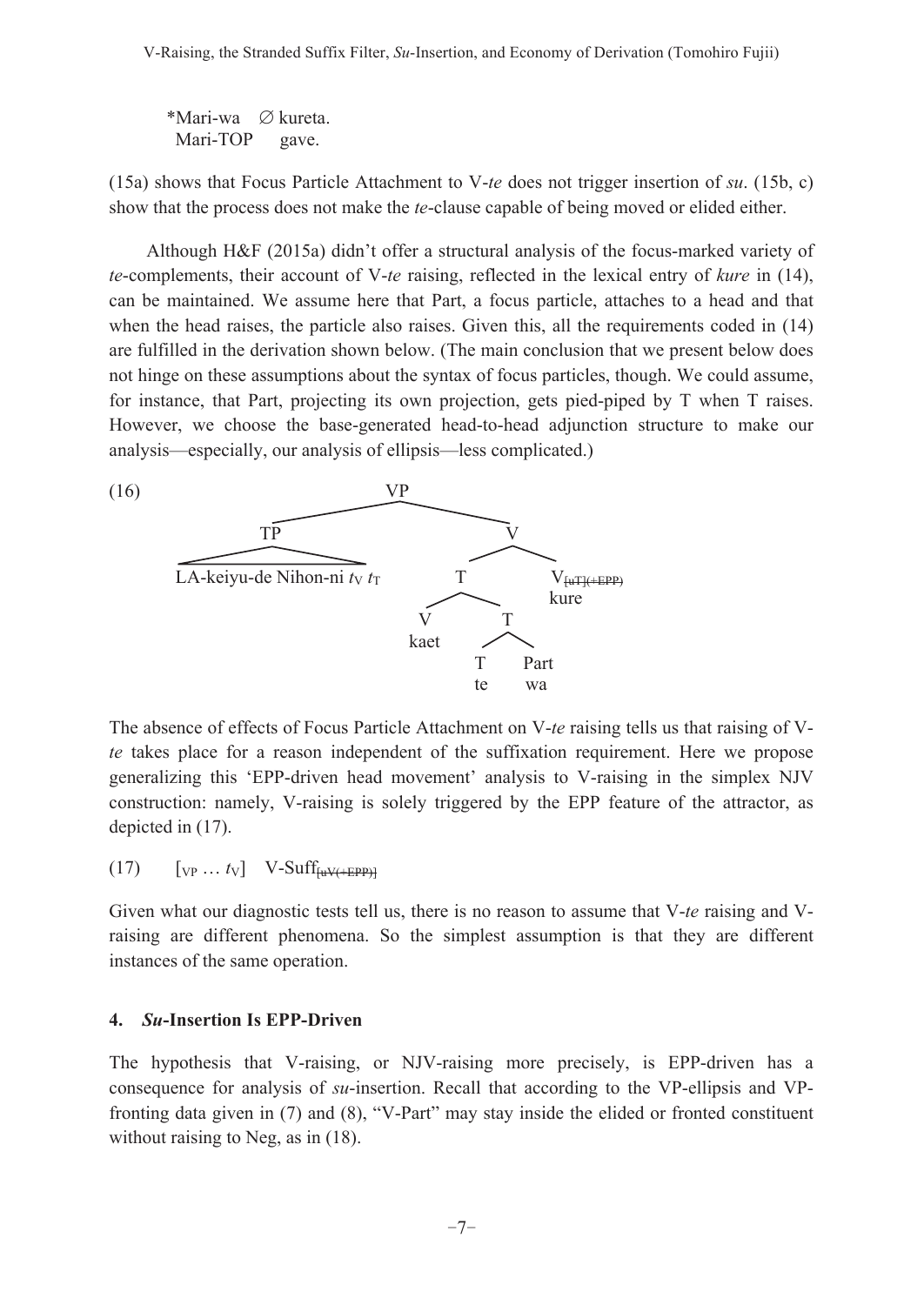\*Mari-wa ∅ kureta.
Mari-TOP gave.

(15a) shows that Focus Particle Attachment to V-*te* does not trigger insertion of *su*. (15b, c) show that the process does not make the *te*-clause capable of being moved or elided either.

Although H&F (2015a) didn't offer a structural analysis of the focus-marked variety of *te*-complements, their account of V-*te* raising, reflected in the lexical entry of *kure* in (14), can be maintained. We assume here that Part, a focus particle, attaches to a head and that when the head raises, the particle also raises. Given this, all the requirements coded in (14) are fulfilled in the derivation shown below. (The main conclusion that we present below does not hinge on these assumptions about the syntax of focus particles, though. We could assume, for instance, that Part, projecting its own projection, gets pied-piped by T when T raises. However, we choose the base-generated head-to-head adjunction structure to make our analysis—especially, our analysis of ellipsis—less complicated.)

(16)

```
                    VP
          ┌─────────┴──────────┐
          TP                   V
  LA-keiyu-de Nihon-ni tV tT   ├────────────┐
                               T            V[uT](+EPP)
                          ┌────┴───┐        kure
                          V        T
                         kaet  ┌───┴───┐
                               T      Part
                               te      wa
```

(the features [uT](+EPP) on *kure* are struck through in the original)

The absence of effects of Focus Particle Attachment on V-*te* raising tells us that raising of V-*te* takes place for a reason independent of the suffixation requirement. Here we propose generalizing this 'EPP-driven head movement' analysis to V-raising in the simplex NJV construction: namely, V-raising is solely triggered by the EPP feature of the attractor, as depicted in (17).

(17) $[_{VP} \ldots t_V]$ V-Suff$_{[uV(+EPP)]}$ (features struck through in the original)

Given what our diagnostic tests tell us, there is no reason to assume that V-*te* raising and V-raising are different phenomena. So the simplest assumption is that they are different instances of the same operation.

## 4. *Su*-Insertion Is EPP-Driven

The hypothesis that V-raising, or NJV-raising more precisely, is EPP-driven has a consequence for analysis of *su*-insertion. Recall that according to the VP-ellipsis and VP-fronting data given in (7) and (8), "V-Part" may stay inside the elided or fronted constituent without raising to Neg, as in (18).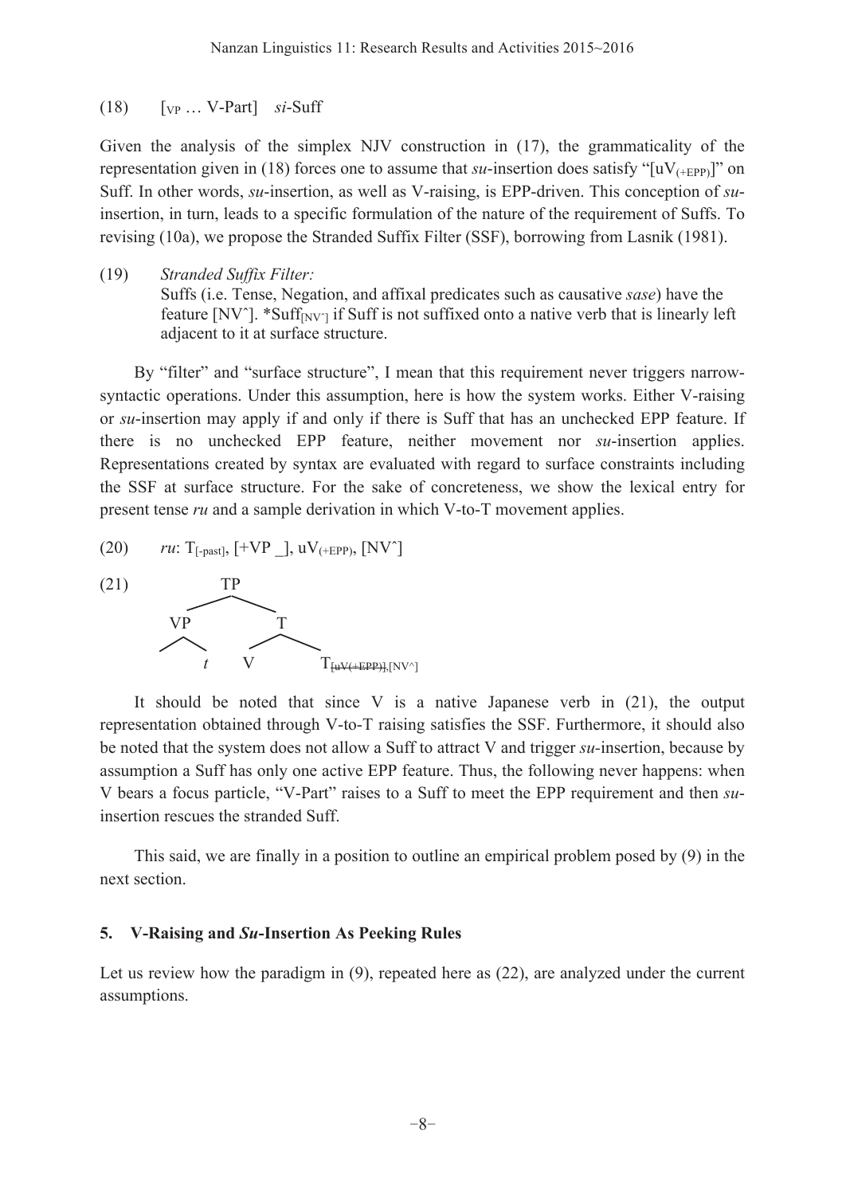(18) [$_{VP}$ … V-Part] *si*-Suff

Given the analysis of the simplex NJV construction in (17), the grammaticality of the representation given in (18) forces one to assume that *su*-insertion does satisfy "[$uV_{(+EPP)}$]" on Suff. In other words, *su*-insertion, as well as V-raising, is EPP-driven. This conception of *su*-insertion, in turn, leads to a specific formulation of the nature of the requirement of Suffs. To revising (10a), we propose the Stranded Suffix Filter (SSF), borrowing from Lasnik (1981).

(19) *Stranded Suffix Filter:*
Suffs (i.e. Tense, Negation, and affixal predicates such as causative *sase*) have the feature [NVˆ]. *Suff$_{[NV^\wedge]}$ if Suff is not suffixed onto a native verb that is linearly left adjacent to it at surface structure.

By "filter" and "surface structure", I mean that this requirement never triggers narrow-syntactic operations. Under this assumption, here is how the system works. Either V-raising or *su*-insertion may apply if and only if there is Suff that has an unchecked EPP feature. If there is no unchecked EPP feature, neither movement nor *su*-insertion applies. Representations created by syntax are evaluated with regard to surface constraints including the SSF at surface structure. For the sake of concreteness, we show the lexical entry for present tense *ru* and a sample derivation in which V-to-T movement applies.

(20) *ru*: $T_{[-past]}$, [+VP _], $uV_{(+EPP)}$, [NVˆ]

(21)
```
           TP
         /    \
       VP      T
      /  \    /  \
         t   V    T[~~uV(+EPP)~~],[NV^]
```

It should be noted that since V is a native Japanese verb in (21), the output representation obtained through V-to-T raising satisfies the SSF. Furthermore, it should also be noted that the system does not allow a Suff to attract V and trigger *su*-insertion, because by assumption a Suff has only one active EPP feature. Thus, the following never happens: when V bears a focus particle, "V-Part" raises to a Suff to meet the EPP requirement and then *su*-insertion rescues the stranded Suff.

This said, we are finally in a position to outline an empirical problem posed by (9) in the next section.

## 5. V-Raising and *Su*-Insertion As Peeking Rules

Let us review how the paradigm in (9), repeated here as (22), are analyzed under the current assumptions.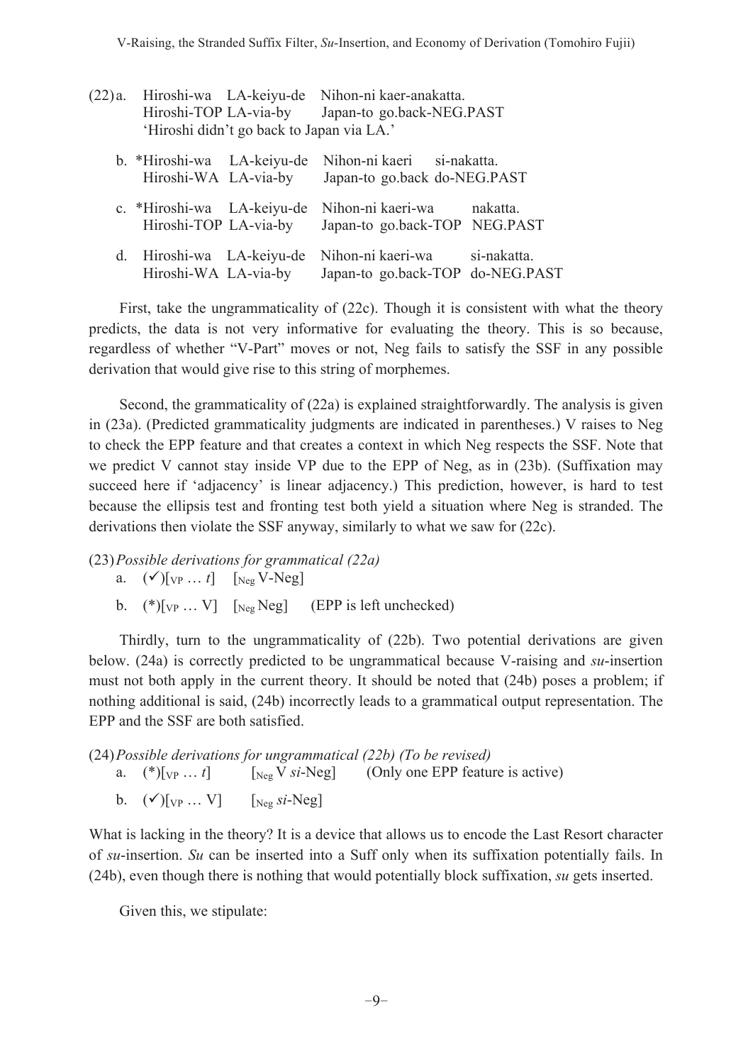(22) a. Hiroshi-wa LA-keiyu-de Nihon-ni kaer-anakatta.
Hiroshi-TOP LA-via-by Japan-to go.back-NEG.PAST
'Hiroshi didn't go back to Japan via LA.'

b. *Hiroshi-wa LA-keiyu-de Nihon-ni kaeri si-nakatta.
Hiroshi-WA LA-via-by Japan-to go.back do-NEG.PAST

c. *Hiroshi-wa LA-keiyu-de Nihon-ni kaeri-wa nakatta.
Hiroshi-TOP LA-via-by Japan-to go.back-TOP NEG.PAST

d. Hiroshi-wa LA-keiyu-de Nihon-ni kaeri-wa si-nakatta.
Hiroshi-WA LA-via-by Japan-to go.back-TOP do-NEG.PAST

First, take the ungrammaticality of (22c). Though it is consistent with what the theory predicts, the data is not very informative for evaluating the theory. This is so because, regardless of whether "V-Part" moves or not, Neg fails to satisfy the SSF in any possible derivation that would give rise to this string of morphemes.

Second, the grammaticality of (22a) is explained straightforwardly. The analysis is given in (23a). (Predicted grammaticality judgments are indicated in parentheses.) V raises to Neg to check the EPP feature and that creates a context in which Neg respects the SSF. Note that we predict V cannot stay inside VP due to the EPP of Neg, as in (23b). (Suffixation may succeed here if 'adjacency' is linear adjacency.) This prediction, however, is hard to test because the ellipsis test and fronting test both yield a situation where Neg is stranded. The derivations then violate the SSF anyway, similarly to what we saw for (22c).

(23) *Possible derivations for grammatical (22a)*

a. (✓)[$_{VP}$ … *t*] [$_{Neg}$ V-Neg]

b. (*)[$_{VP}$ … V] [$_{Neg}$ Neg] (EPP is left unchecked)

Thirdly, turn to the ungrammaticality of (22b). Two potential derivations are given below. (24a) is correctly predicted to be ungrammatical because V-raising and *su*-insertion must not both apply in the current theory. It should be noted that (24b) poses a problem; if nothing additional is said, (24b) incorrectly leads to a grammatical output representation. The EPP and the SSF are both satisfied.

(24) *Possible derivations for ungrammatical (22b) (To be revised)*

a. (*)[$_{VP}$ … *t*] [$_{Neg}$ V *si*-Neg] (Only one EPP feature is active)

b. (✓)[$_{VP}$ … V] [$_{Neg}$ *si*-Neg]

What is lacking in the theory? It is a device that allows us to encode the Last Resort character of *su*-insertion. *Su* can be inserted into a Suff only when its suffixation potentially fails. In (24b), even though there is nothing that would potentially block suffixation, *su* gets inserted.

Given this, we stipulate: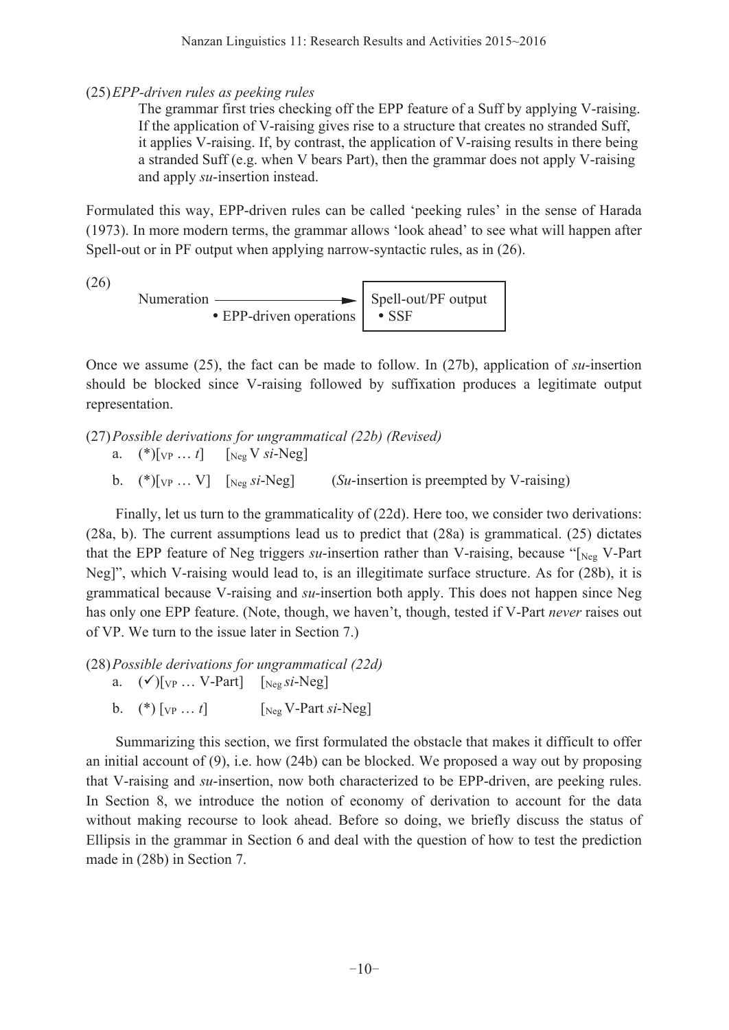(25) *EPP-driven rules as peeking rules*

The grammar first tries checking off the EPP feature of a Suff by applying V-raising. If the application of V-raising gives rise to a structure that creates no stranded Suff, it applies V-raising. If, by contrast, the application of V-raising results in there being a stranded Suff (e.g. when V bears Part), then the grammar does not apply V-raising and apply *su*-insertion instead.

Formulated this way, EPP-driven rules can be called 'peeking rules' in the sense of Harada (1973). In more modern terms, the grammar allows 'look ahead' to see what will happen after Spell-out or in PF output when applying narrow-syntactic rules, as in (26).

(26)

```
Numeration ─────────────────────►  ┌─────────────────────┐
             • EPP-driven operations │ Spell-out/PF output │
                                     │ • SSF               │
                                     └─────────────────────┘
```

Once we assume (25), the fact can be made to follow. In (27b), application of *su*-insertion should be blocked since V-raising followed by suffixation produces a legitimate output representation.

(27) *Possible derivations for ungrammatical (22b) (Revised)*

a. (\*)[$_{VP}$ … *t*] [$_{Neg}$ V *si*-Neg]

b. (\*)[$_{VP}$ … V] [$_{Neg}$ *si*-Neg] (*Su*-insertion is preempted by V-raising)

Finally, let us turn to the grammaticality of (22d). Here too, we consider two derivations: (28a, b). The current assumptions lead us to predict that (28a) is grammatical. (25) dictates that the EPP feature of Neg triggers *su*-insertion rather than V-raising, because "[$_{Neg}$ V-Part Neg]", which V-raising would lead to, is an illegitimate surface structure. As for (28b), it is grammatical because V-raising and *su*-insertion both apply. This does not happen since Neg has only one EPP feature. (Note, though, we haven't, though, tested if V-Part *never* raises out of VP. We turn to the issue later in Section 7.)

(28) *Possible derivations for ungrammatical (22d)*

a. (✓)[$_{VP}$ … V-Part] [$_{Neg}$ *si*-Neg]

b. (\*) [$_{VP}$ … *t*] [$_{Neg}$ V-Part *si*-Neg]

Summarizing this section, we first formulated the obstacle that makes it difficult to offer an initial account of (9), i.e. how (24b) can be blocked. We proposed a way out by proposing that V-raising and *su*-insertion, now both characterized to be EPP-driven, are peeking rules. In Section 8, we introduce the notion of economy of derivation to account for the data without making recourse to look ahead. Before so doing, we briefly discuss the status of Ellipsis in the grammar in Section 6 and deal with the question of how to test the prediction made in (28b) in Section 7.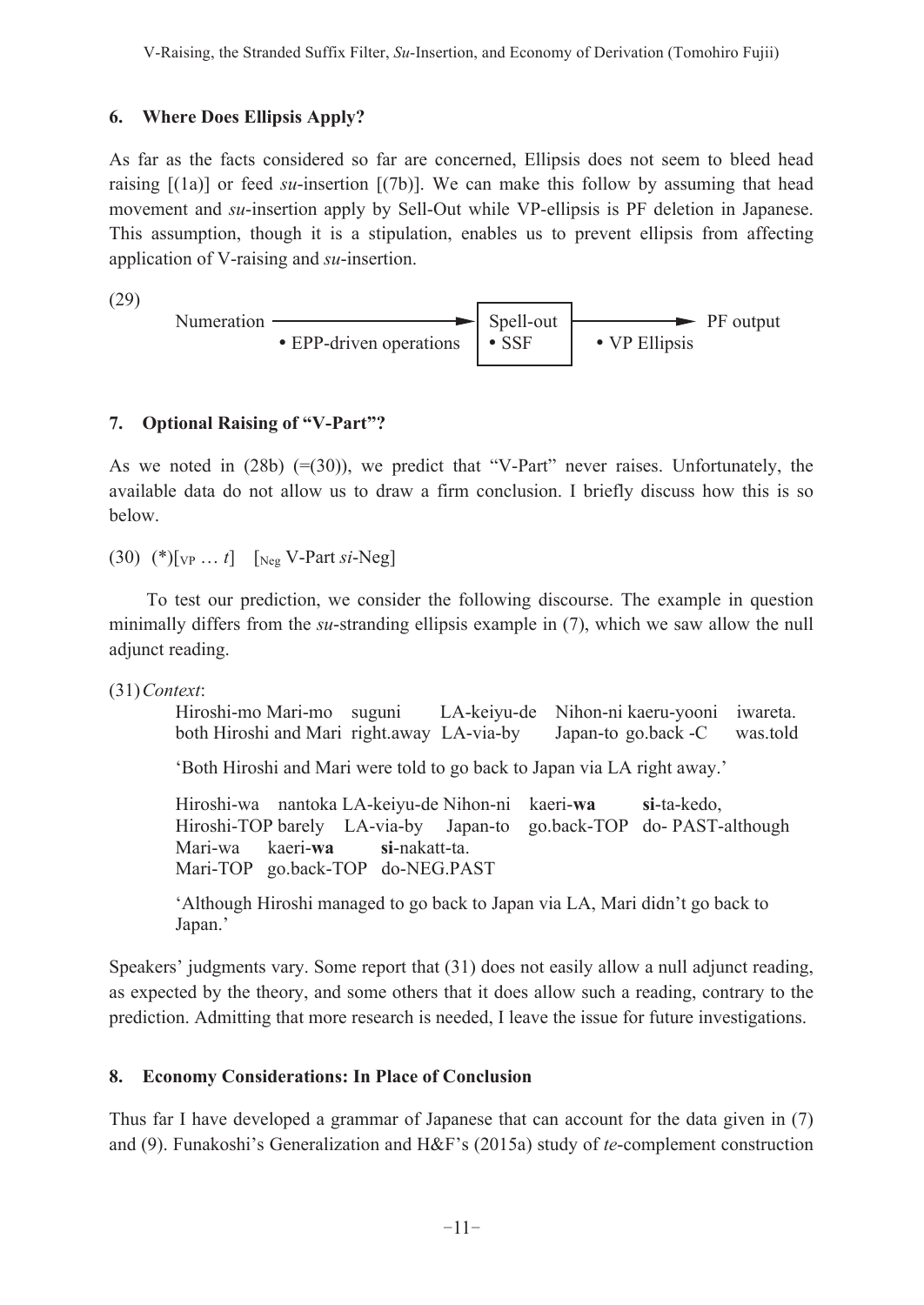## 6. Where Does Ellipsis Apply?

As far as the facts considered so far are concerned, Ellipsis does not seem to bleed head raising [(1a)] or feed *su*-insertion [(7b)]. We can make this follow by assuming that head movement and *su*-insertion apply by Sell-Out while VP-ellipsis is PF deletion in Japanese. This assumption, though it is a stipulation, enables us to prevent ellipsis from affecting application of V-raising and *su*-insertion.

(29)

```
Numeration ─────────────────────► | Spell-out | ──────────────► PF output
            • EPP-driven operations | • SSF     |  • VP Ellipsis
```

## 7. Optional Raising of "V-Part"?

As we noted in (28b) (=(30)), we predict that "V-Part" never raises. Unfortunately, the available data do not allow us to draw a firm conclusion. I briefly discuss how this is so below.

(30) (*)[$_{\text{VP}}$ … *t*] [$_{\text{Neg}}$ V-Part *si*-Neg]

To test our prediction, we consider the following discourse. The example in question minimally differs from the *su*-stranding ellipsis example in (7), which we saw allow the null adjunct reading.

(31) *Context*:

Hiroshi-mo Mari-mo suguni LA-keiyu-de Nihon-ni kaeru-yooni iwareta.
both Hiroshi and Mari right.away LA-via-by Japan-to go.back -C was.told

'Both Hiroshi and Mari were told to go back to Japan via LA right away.'

Hiroshi-wa nantoka LA-keiyu-de Nihon-ni kaeri-**wa** **si**-ta-kedo,
Hiroshi-TOP barely LA-via-by Japan-to go.back-TOP do- PAST-although
Mari-wa kaeri-**wa** **si**-nakatt-ta.
Mari-TOP go.back-TOP do-NEG.PAST

'Although Hiroshi managed to go back to Japan via LA, Mari didn't go back to Japan.'

Speakers' judgments vary. Some report that (31) does not easily allow a null adjunct reading, as expected by the theory, and some others that it does allow such a reading, contrary to the prediction. Admitting that more research is needed, I leave the issue for future investigations.

## 8. Economy Considerations: In Place of Conclusion

Thus far I have developed a grammar of Japanese that can account for the data given in (7) and (9). Funakoshi's Generalization and H&F's (2015a) study of *te*-complement construction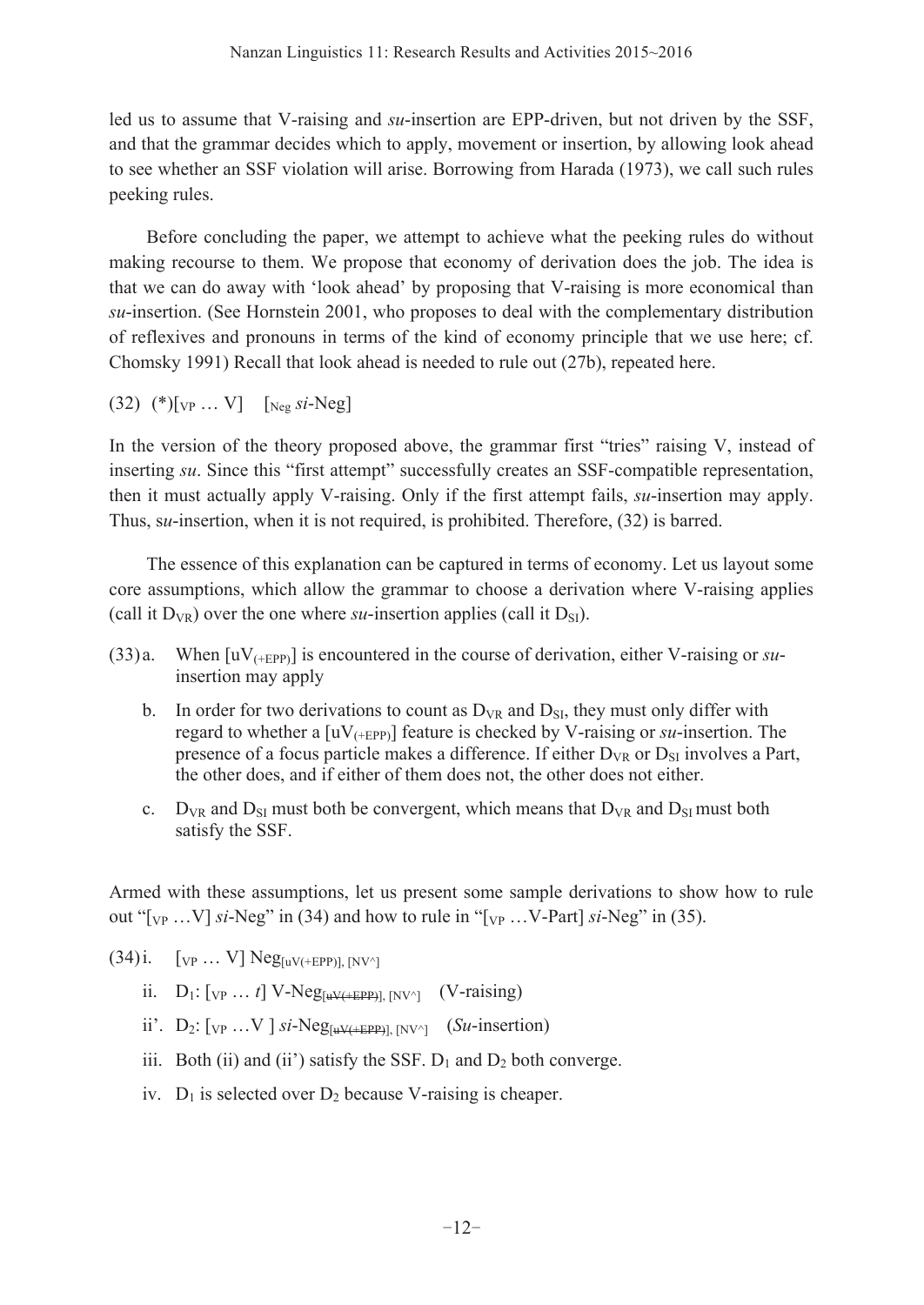led us to assume that V-raising and *su*-insertion are EPP-driven, but not driven by the SSF, and that the grammar decides which to apply, movement or insertion, by allowing look ahead to see whether an SSF violation will arise. Borrowing from Harada (1973), we call such rules peeking rules.

Before concluding the paper, we attempt to achieve what the peeking rules do without making recourse to them. We propose that economy of derivation does the job. The idea is that we can do away with 'look ahead' by proposing that V-raising is more economical than *su*-insertion. (See Hornstein 2001, who proposes to deal with the complementary distribution of reflexives and pronouns in terms of the kind of economy principle that we use here; cf. Chomsky 1991) Recall that look ahead is needed to rule out (27b), repeated here.

(32) (*)$[_{VP}$ … V] $[_{Neg}$ *si*-Neg]

In the version of the theory proposed above, the grammar first "tries" raising V, instead of inserting *su*. Since this "first attempt" successfully creates an SSF-compatible representation, then it must actually apply V-raising. Only if the first attempt fails, *su*-insertion may apply. Thus, s*u*-insertion, when it is not required, is prohibited. Therefore, (32) is barred.

The essence of this explanation can be captured in terms of economy. Let us layout some core assumptions, which allow the grammar to choose a derivation where V-raising applies (call it $D_{VR}$) over the one where *su*-insertion applies (call it $D_{SI}$).

(33) a. When $[uV_{(+EPP)}]$ is encountered in the course of derivation, either V-raising or *su*-insertion may apply

b. In order for two derivations to count as $D_{VR}$ and $D_{SI}$, they must only differ with regard to whether a $[uV_{(+EPP)}]$ feature is checked by V-raising or *su*-insertion. The presence of a focus particle makes a difference. If either $D_{VR}$ or $D_{SI}$ involves a Part, the other does, and if either of them does not, the other does not either.

c. $D_{VR}$ and $D_{SI}$ must both be convergent, which means that $D_{VR}$ and $D_{SI}$ must both satisfy the SSF.

Armed with these assumptions, let us present some sample derivations to show how to rule out "$[_{VP}$ …V] *si*-Neg" in (34) and how to rule in "$[_{VP}$ …V-Part] *si*-Neg" in (35).

(34) i. $[_{VP}$ … V] $\text{Neg}_{[uV(+EPP)],\ [NV^\wedge]}$

ii. $D_1$: $[_{VP}$ … *t*] V-$\text{Neg}_{[\sout{uV(+EPP)}],\ [NV^\wedge]}$ (V-raising)

ii'. $D_2$: $[_{VP}$ …V ] *si*-$\text{Neg}_{[\sout{uV(+EPP)}],\ [NV^\wedge]}$ (*Su*-insertion)

iii. Both (ii) and (ii') satisfy the SSF. $D_1$ and $D_2$ both converge.

iv. $D_1$ is selected over $D_2$ because V-raising is cheaper.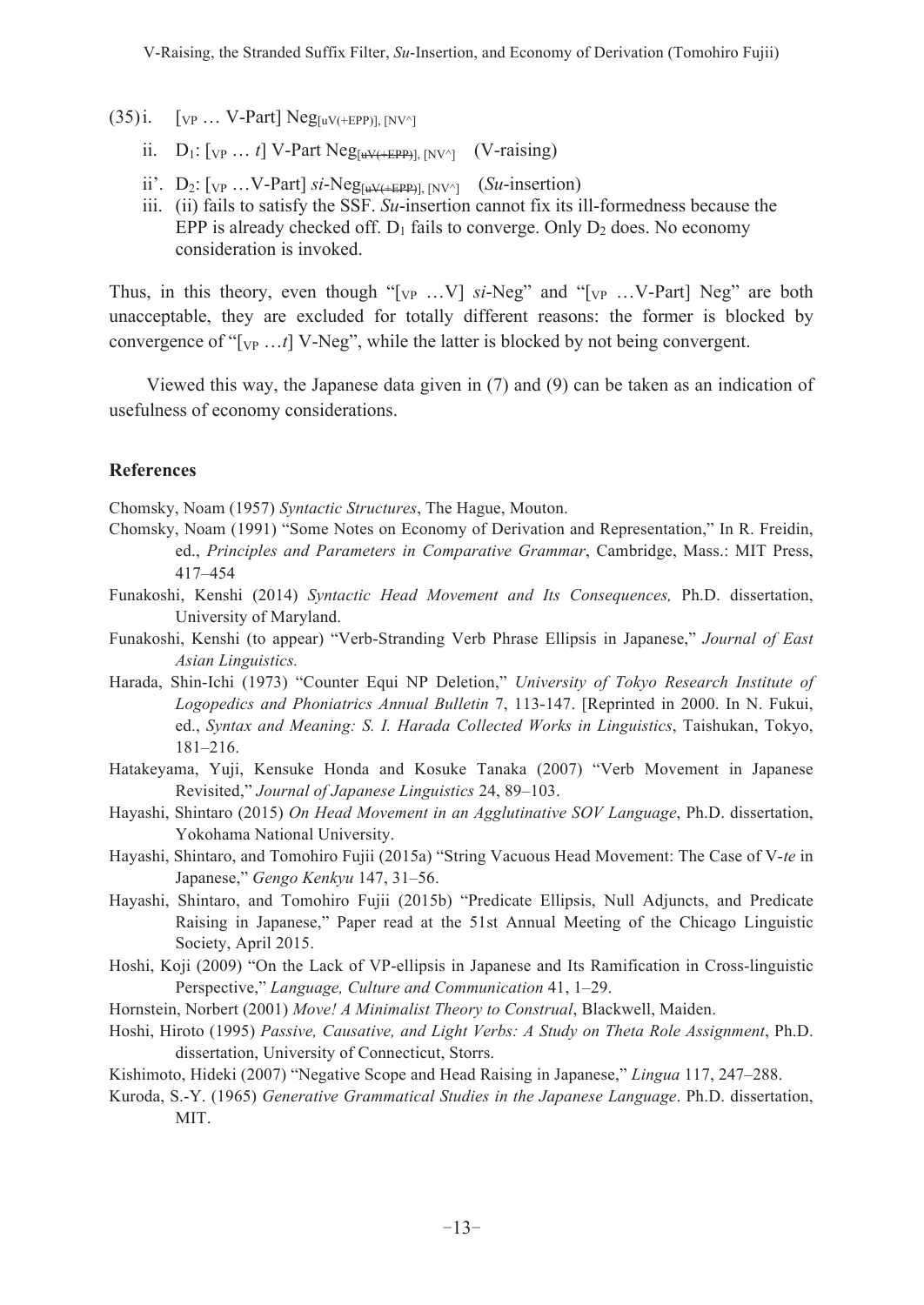(35) i. $[_{VP}$ … V-Part] $Neg_{[uV(+EPP)], [NV^]}$

ii. $D_1$: $[_{VP}$ … *t*] V-Part $Neg_{[\text{~~uV(+EPP)~~}], [NV^]}$ (V-raising)

ii'. $D_2$: $[_{VP}$ …V-Part] *si*-$Neg_{[\text{~~uV(+EPP)~~}], [NV^]}$ (*Su*-insertion)

iii. (ii) fails to satisfy the SSF. *Su*-insertion cannot fix its ill-formedness because the EPP is already checked off. $D_1$ fails to converge. Only $D_2$ does. No economy consideration is invoked.

Thus, in this theory, even though "$[_{VP}$ …V] *si*-Neg" and "$[_{VP}$ …V-Part] Neg" are both unacceptable, they are excluded for totally different reasons: the former is blocked by convergence of "$[_{VP}$ …*t*] V-Neg", while the latter is blocked by not being convergent.

Viewed this way, the Japanese data given in (7) and (9) can be taken as an indication of usefulness of economy considerations.

## References

Chomsky, Noam (1957) *Syntactic Structures*, The Hague, Mouton.

Chomsky, Noam (1991) "Some Notes on Economy of Derivation and Representation," In R. Freidin, ed., *Principles and Parameters in Comparative Grammar*, Cambridge, Mass.: MIT Press, 417–454

Funakoshi, Kenshi (2014) *Syntactic Head Movement and Its Consequences,* Ph.D. dissertation, University of Maryland.

Funakoshi, Kenshi (to appear) "Verb-Stranding Verb Phrase Ellipsis in Japanese," *Journal of East Asian Linguistics.*

Harada, Shin-Ichi (1973) "Counter Equi NP Deletion," *University of Tokyo Research Institute of Logopedics and Phoniatrics Annual Bulletin* 7, 113-147. [Reprinted in 2000. In N. Fukui, ed., *Syntax and Meaning: S. I. Harada Collected Works in Linguistics*, Taishukan, Tokyo, 181–216.

Hatakeyama, Yuji, Kensuke Honda and Kosuke Tanaka (2007) "Verb Movement in Japanese Revisited," *Journal of Japanese Linguistics* 24, 89–103.

Hayashi, Shintaro (2015) *On Head Movement in an Agglutinative SOV Language*, Ph.D. dissertation, Yokohama National University.

Hayashi, Shintaro, and Tomohiro Fujii (2015a) "String Vacuous Head Movement: The Case of V-*te* in Japanese," *Gengo Kenkyu* 147, 31–56.

Hayashi, Shintaro, and Tomohiro Fujii (2015b) "Predicate Ellipsis, Null Adjuncts, and Predicate Raising in Japanese," Paper read at the 51st Annual Meeting of the Chicago Linguistic Society, April 2015.

Hoshi, Koji (2009) "On the Lack of VP-ellipsis in Japanese and Its Ramification in Cross-linguistic Perspective," *Language, Culture and Communication* 41, 1–29.

Hornstein, Norbert (2001) *Move! A Minimalist Theory to Construal*, Blackwell, Maiden.

Hoshi, Hiroto (1995) *Passive, Causative, and Light Verbs: A Study on Theta Role Assignment*, Ph.D. dissertation, University of Connecticut, Storrs.

Kishimoto, Hideki (2007) "Negative Scope and Head Raising in Japanese," *Lingua* 117, 247–288.

Kuroda, S.-Y. (1965) *Generative Grammatical Studies in the Japanese Language*. Ph.D. dissertation, MIT.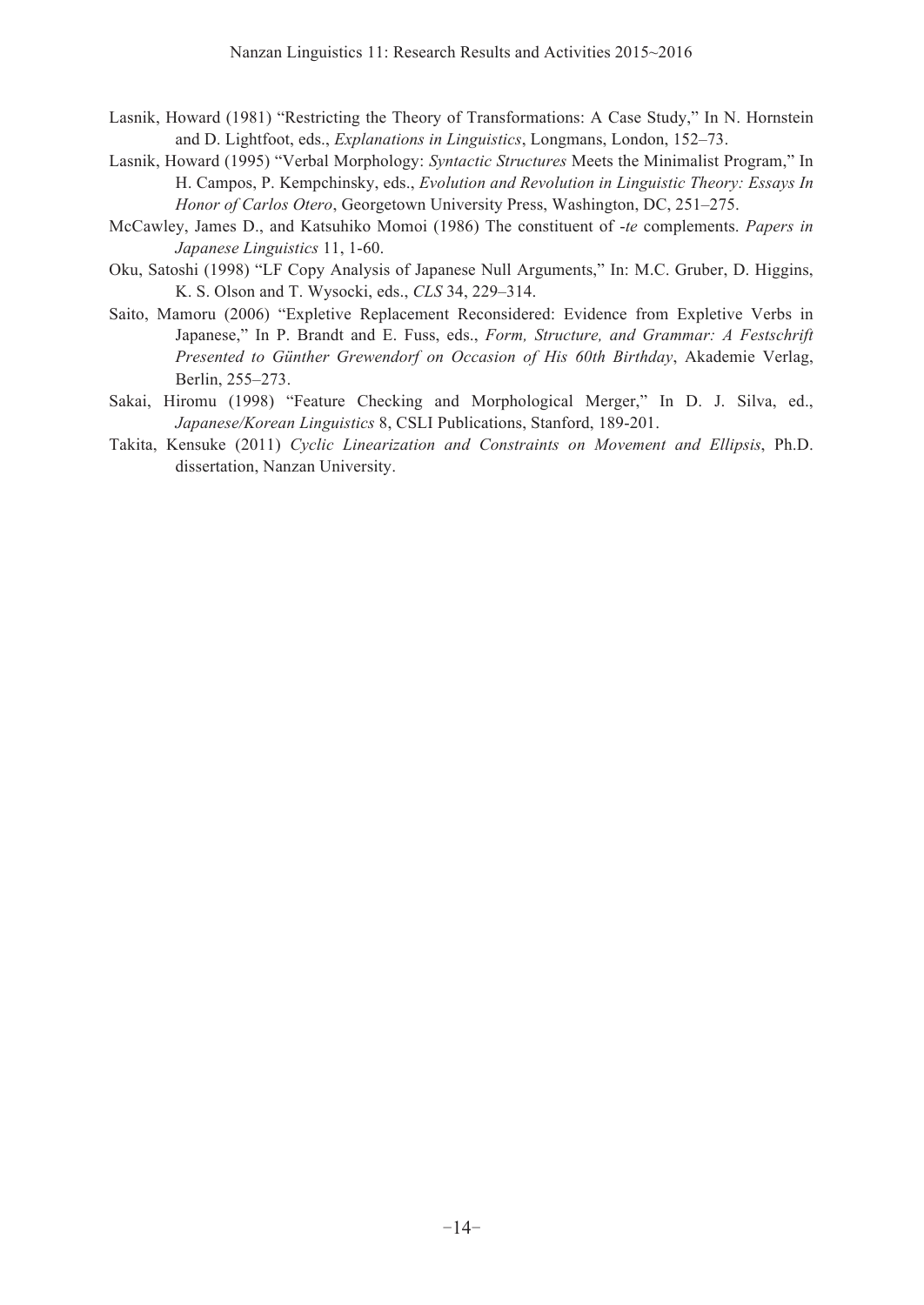Lasnik, Howard (1981) "Restricting the Theory of Transformations: A Case Study," In N. Hornstein and D. Lightfoot, eds., *Explanations in Linguistics*, Longmans, London, 152–73.

Lasnik, Howard (1995) "Verbal Morphology: *Syntactic Structures* Meets the Minimalist Program," In H. Campos, P. Kempchinsky, eds., *Evolution and Revolution in Linguistic Theory: Essays In Honor of Carlos Otero*, Georgetown University Press, Washington, DC, 251–275.

McCawley, James D., and Katsuhiko Momoi (1986) The constituent of *-te* complements. *Papers in Japanese Linguistics* 11, 1-60.

Oku, Satoshi (1998) "LF Copy Analysis of Japanese Null Arguments," In: M.C. Gruber, D. Higgins, K. S. Olson and T. Wysocki, eds., *CLS* 34, 229–314.

Saito, Mamoru (2006) "Expletive Replacement Reconsidered: Evidence from Expletive Verbs in Japanese," In P. Brandt and E. Fuss, eds., *Form, Structure, and Grammar: A Festschrift Presented to Günther Grewendorf on Occasion of His 60th Birthday*, Akademie Verlag, Berlin, 255–273.

Sakai, Hiromu (1998) "Feature Checking and Morphological Merger," In D. J. Silva, ed., *Japanese/Korean Linguistics* 8, CSLI Publications, Stanford, 189-201.

Takita, Kensuke (2011) *Cyclic Linearization and Constraints on Movement and Ellipsis*, Ph.D. dissertation, Nanzan University.